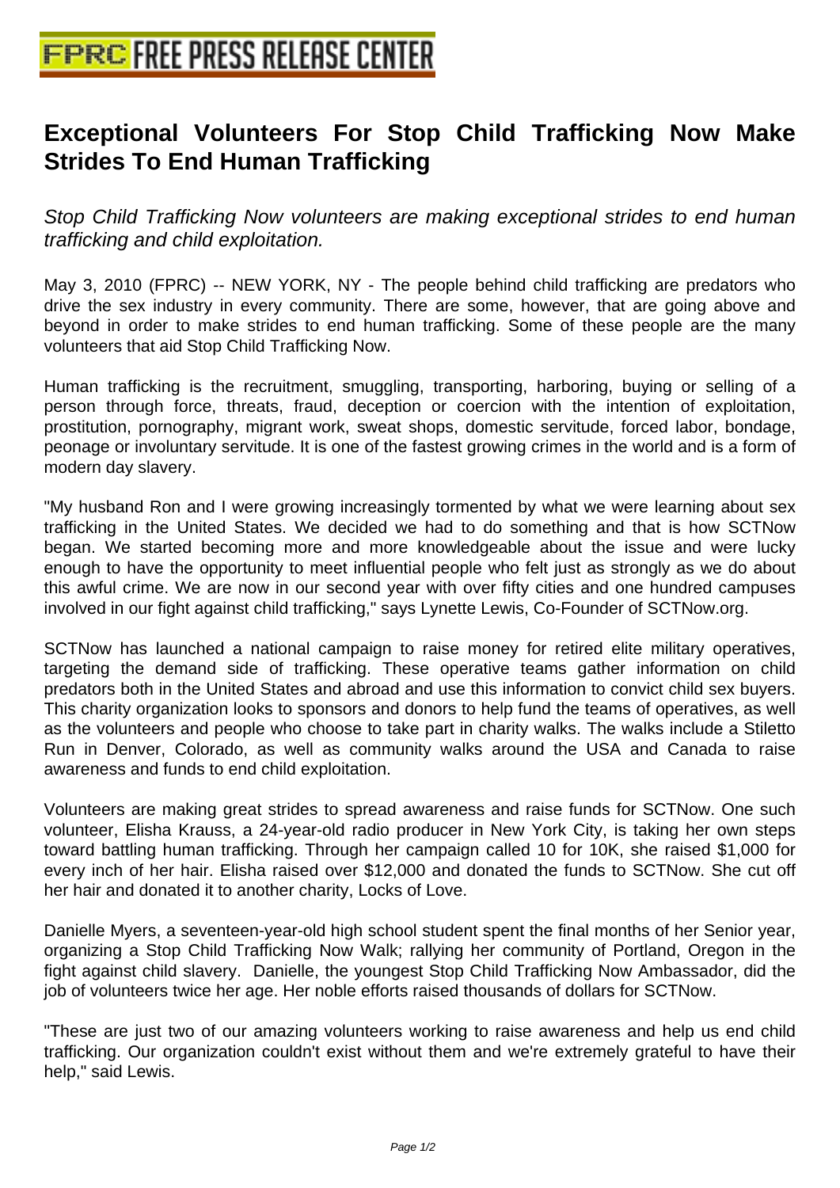# Exceptional Volunteers For Stop Child Trafficking Now Make Strides To End Human Trafficking

*Stop Child Trafficking Now volunteers are making exceptional strides to end human trafficking and child exploitation.*

May 3, 2010 (FPRC) -- NEW YORK, NY - The people behind child trafficking are predators who drive the sex industry in every community. There are some, however, that are going above and beyond in order to make strides to end human trafficking. Some of these people are the many volunteers that aid Stop Child Trafficking Now.

Human trafficking is the recruitment, smuggling, transporting, harboring, buying or selling of a person through force, threats, fraud, deception or coercion with the intention of exploitation, prostitution, pornography, migrant work, sweat shops, domestic servitude, forced labor, bondage, peonage or involuntary servitude. It is one of the fastest growing crimes in the world and is a form of modern day slavery.

"My husband Ron and I were growing increasingly tormented by what we were learning about sex trafficking in the United States. We decided we had to do something and that is how SCTNow began. We started becoming more and more knowledgeable about the issue and were lucky enough to have the opportunity to meet influential people who felt just as strongly as we do about this awful crime. We are now in our second year with over fifty cities and one hundred campuses involved in our fight against child trafficking," says Lynette Lewis, Co-Founder of SCTNow.org.

SCTNow has launched a national campaign to raise money for retired elite military operatives, targeting the demand side of trafficking. These operative teams gather information on child predators both in the United States and abroad and use this information to convict child sex buyers. This charity organization looks to sponsors and donors to help fund the teams of operatives, as well as the volunteers and people who choose to take part in charity walks. The walks include a Stiletto Run in Denver, Colorado, as well as community walks around the USA and Canada to raise awareness and funds to end child exploitation.

Volunteers are making great strides to spread awareness and raise funds for SCTNow. One such volunteer, Elisha Krauss, a 24-year-old radio producer in New York City, is taking her own steps toward battling human trafficking. Through her campaign called 10 for 10K, she raised $1,000 for every inch of her hair. Elisha raised over $12,000 and donated the funds to SCTNow. She cut off her hair and donated it to another charity, Locks of Love.

Danielle Myers, a seventeen-year-old high school student spent the final months of her Senior year, organizing a Stop Child Trafficking Now Walk; rallying her community of Portland, Oregon in the fight against child slavery. Danielle, the youngest Stop Child Trafficking Now Ambassador, did the job of volunteers twice her age. Her noble efforts raised thousands of dollars for SCTNow.

"These are just two of our amazing volunteers working to raise awareness and help us end child trafficking. Our organization couldn't exist without them and we're extremely grateful to have their help," said Lewis.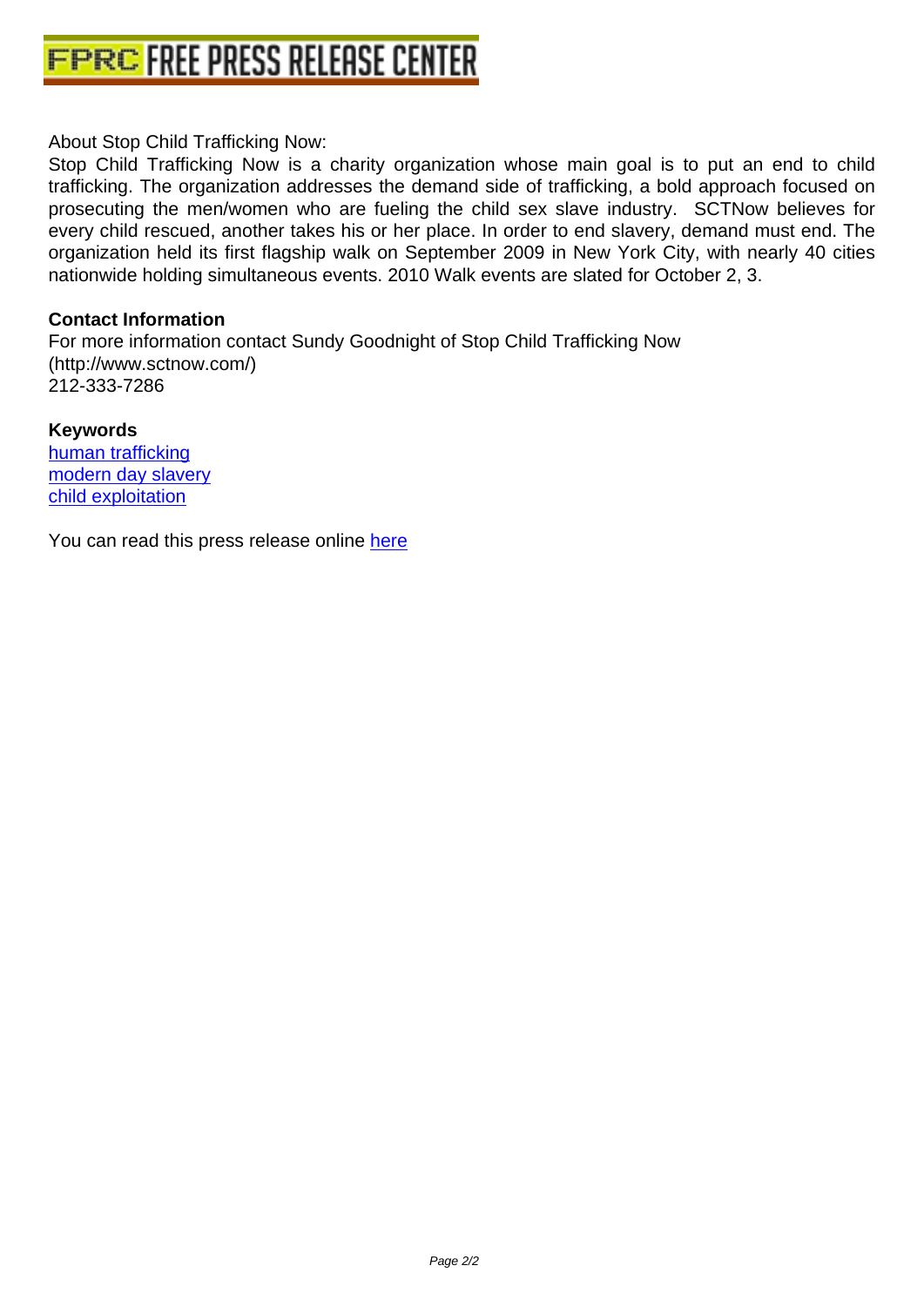About Stop Child Trafficking Now:

Stop Child Trafficking Now is a charity organization whose main goal is to put an end to child trafficking. The organization addresses the demand side of trafficking, a bold approach focused on prosecuting the men/women who are fueling the child sex slave industry. SCTNow believes for every child rescued, another takes his or her place. In order to end slavery, demand must end. The organization held its first flagship walk on September 2009 in New York City, with nearly 40 cities nationwide holding simultaneous events. 2010 Walk events are slated for October 2, 3.

**Contact Information**

For more information contact Sundy Goodnight of Stop Child Trafficking Now (http://www.sctnow.com/)
212-333-7286

**Keywords**

human trafficking
modern day slavery
child exploitation

You can read this press release online here